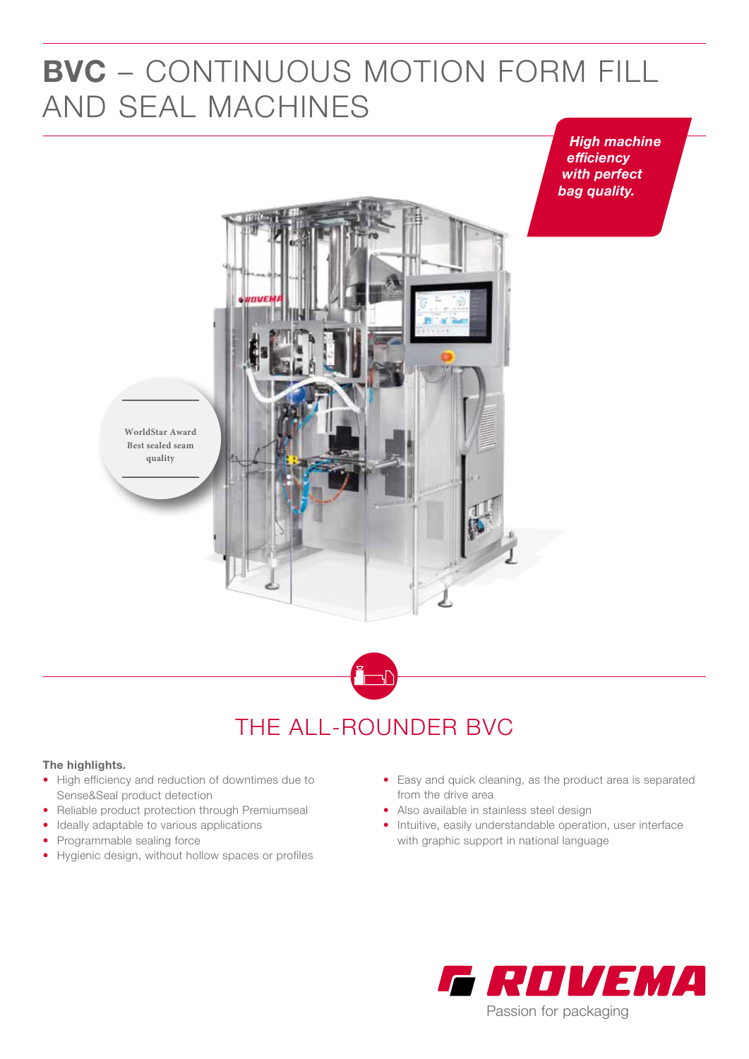# **BVC** – CONTINUOUS MOTION FORM FILL AND SEAL MACHINES

***High machine efficiency with perfect bag quality.***

WorldStar Award
Best sealed seam quality

## THE ALL-ROUNDER BVC

**The highlights.**

- High efficiency and reduction of downtimes due to Sense&Seal product detection
- Reliable product protection through Premiumseal
- Ideally adaptable to various applications
- Programmable sealing force
- Hygienic design, without hollow spaces or profiles
- Easy and quick cleaning, as the product area is separated from the drive area
- Also available in stainless steel design
- Intuitive, easily understandable operation, user interface with graphic support in national language

ROVEMA
Passion for packaging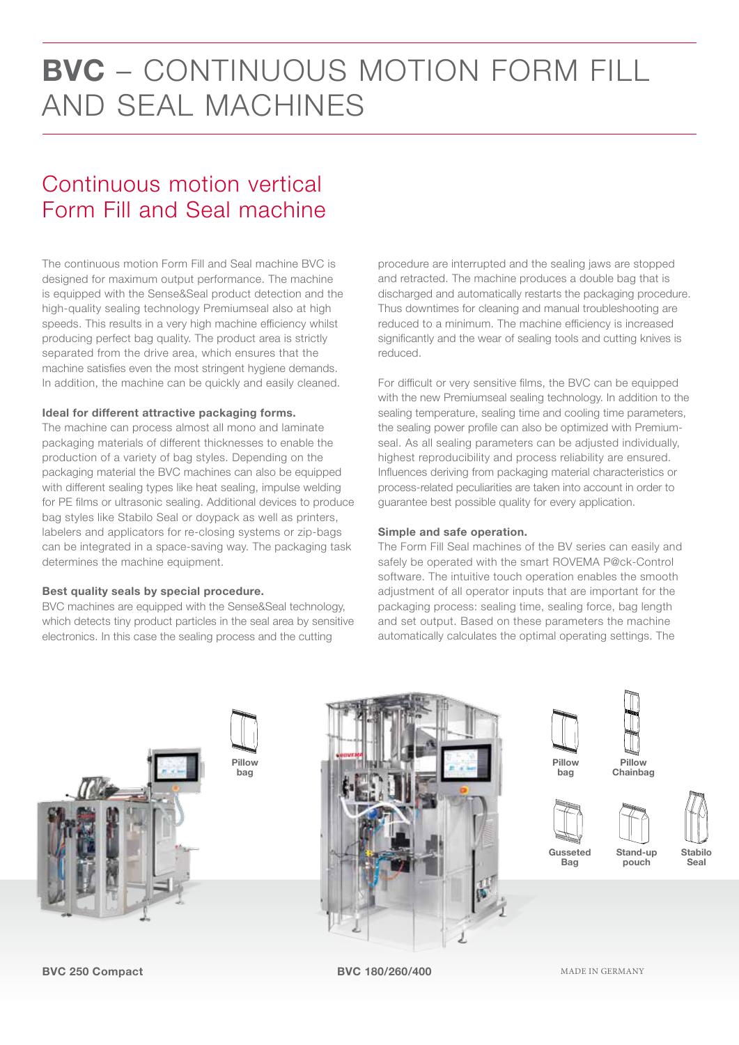# **BVC** – CONTINUOUS MOTION FORM FILL AND SEAL MACHINES

## Continuous motion vertical Form Fill and Seal machine

The continuous motion Form Fill and Seal machine BVC is designed for maximum output performance. The machine is equipped with the Sense&Seal product detection and the high-quality sealing technology Premiumseal also at high speeds. This results in a very high machine efficiency whilst producing perfect bag quality. The product area is strictly separated from the drive area, which ensures that the machine satisfies even the most stringent hygiene demands. In addition, the machine can be quickly and easily cleaned.

**Ideal for different attractive packaging forms.**
The machine can process almost all mono and laminate packaging materials of different thicknesses to enable the production of a variety of bag styles. Depending on the packaging material the BVC machines can also be equipped with different sealing types like heat sealing, impulse welding for PE films or ultrasonic sealing. Additional devices to produce bag styles like Stabilo Seal or doypack as well as printers, labelers and applicators for re-closing systems or zip-bags can be integrated in a space-saving way. The packaging task determines the machine equipment.

**Best quality seals by special procedure.**
BVC machines are equipped with the Sense&Seal technology, which detects tiny product particles in the seal area by sensitive electronics. In this case the sealing process and the cutting procedure are interrupted and the sealing jaws are stopped and retracted. The machine produces a double bag that is discharged and automatically restarts the packaging procedure. Thus downtimes for cleaning and manual troubleshooting are reduced to a minimum. The machine efficiency is increased significantly and the wear of sealing tools and cutting knives is reduced.

For difficult or very sensitive films, the BVC can be equipped with the new Premiumseal sealing technology. In addition to the sealing temperature, sealing time and cooling time parameters, the sealing power profile can also be optimized with Premiumseal. As all sealing parameters can be adjusted individually, highest reproducibility and process reliability are ensured. Influences deriving from packaging material characteristics or process-related peculiarities are taken into account in order to guarantee best possible quality for every application.

**Simple and safe operation.**
The Form Fill Seal machines of the BV series can easily and safely be operated with the smart ROVEMA P@ck-Control software. The intuitive touch operation enables the smooth adjustment of all operator inputs that are important for the packaging process: sealing time, sealing force, bag length and set output. Based on these parameters the machine automatically calculates the optimal operating settings. The

Pillow bag

**BVC 250 Compact**

Pillow bag

Pillow Chainbag

Gusseted Bag

Stand-up pouch

Stabilo Seal

**BVC 180/260/400**

MADE IN GERMANY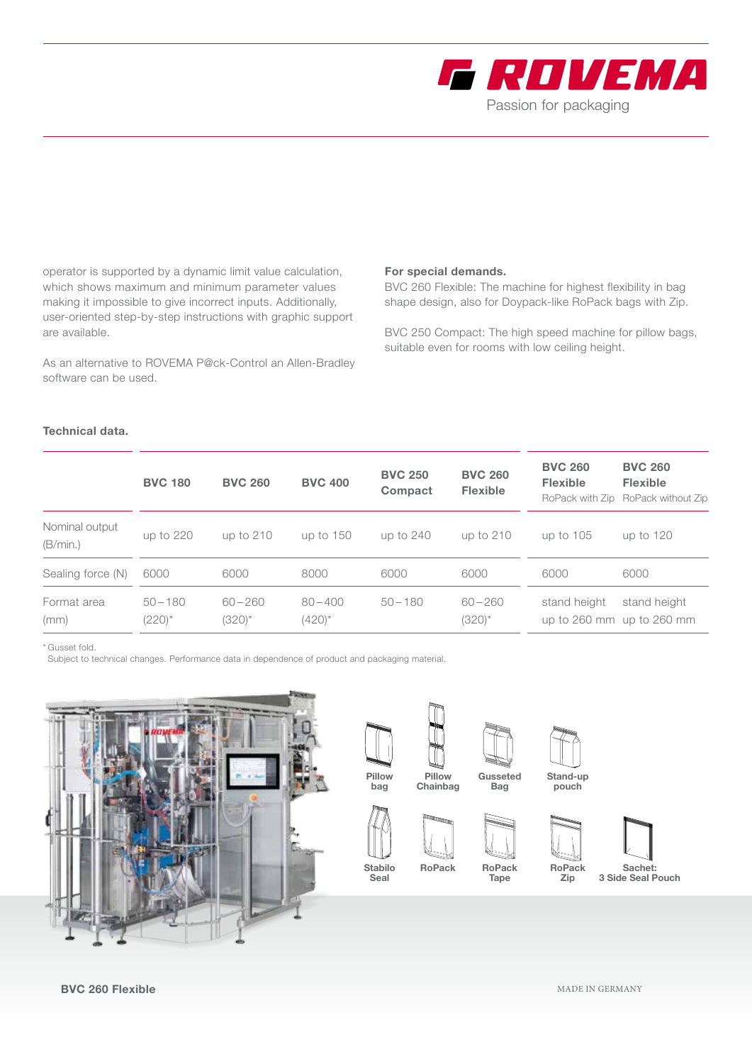operator is supported by a dynamic limit value calculation, which shows maximum and minimum parameter values making it impossible to give incorrect inputs. Additionally, user-oriented step-by-step instructions with graphic support are available.

As an alternative to ROVEMA P@ck-Control an Allen-Bradley software can be used.

**For special demands.**
BVC 260 Flexible: The machine for highest flexibility in bag shape design, also for Doypack-like RoPack bags with Zip.

BVC 250 Compact: The high speed machine for pillow bags, suitable even for rooms with low ceiling height.

**Technical data.**

| | BVC 180 | BVC 260 | BVC 400 | BVC 250 Compact | BVC 260 Flexible | BVC 260 Flexible RoPack with Zip | BVC 260 Flexible RoPack without Zip |
|---|---|---|---|---|---|---|---|
| Nominal output (B/min.) | up to 220 | up to 210 | up to 150 | up to 240 | up to 210 | up to 105 | up to 120 |
| Sealing force (N) | 6000 | 6000 | 8000 | 6000 | 6000 | 6000 | 6000 |
| Format area (mm) | 50 – 180 (220)* | 60 – 260 (320)* | 80 – 400 (420)* | 50 – 180 | 60 – 260 (320)* | stand height up to 260 mm | stand height up to 260 mm |

* Gusset fold.
Subject to technical changes. Performance data in dependence of product and packaging material.

Pillow bag · Pillow Chainbag · Gusseted Bag · Stand-up pouch · Stabilo Seal · RoPack · RoPack Tape · RoPack Zip · Sachet: 3 Side Seal Pouch

**BVC 260 Flexible**

MADE IN GERMANY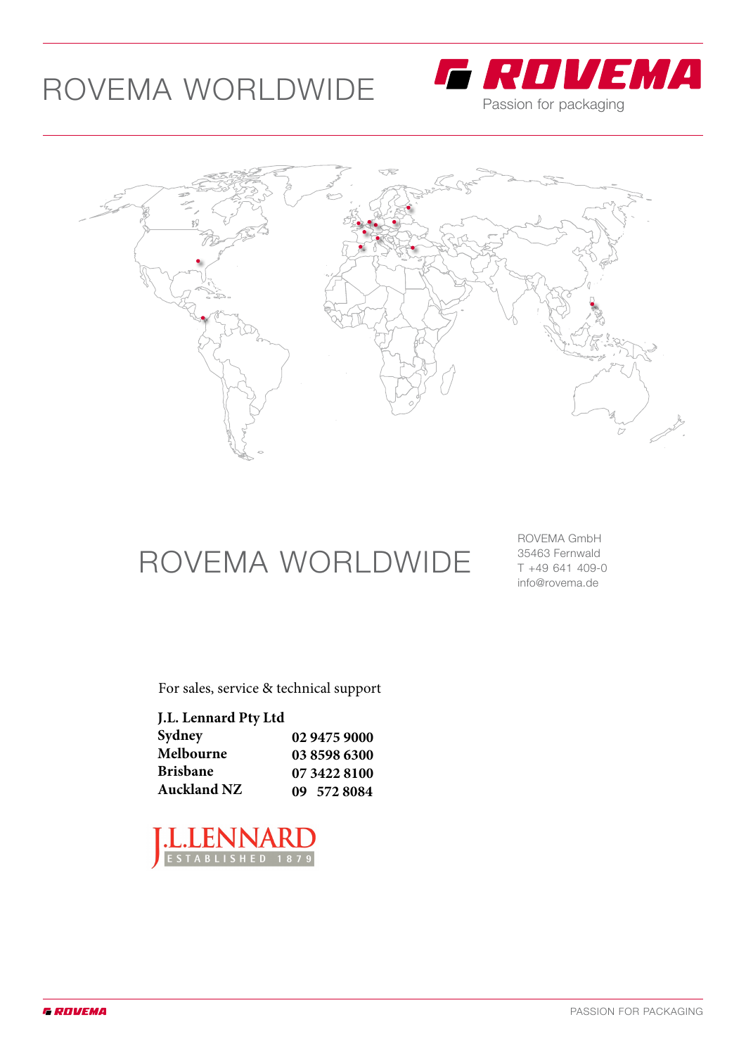# ROVEMA WORLDWIDE

ROVEMA

Passion for packaging

## ROVEMA WORLDWIDE

ROVEMA GmbH
35463 Fernwald
T +49 641 409-0
info@rovema.de

For sales, service & technical support

| | |
|---|---|
| **J.L. Lennard Pty Ltd** | |
| **Sydney** | **02 9475 9000** |
| **Melbourne** | **03 8598 6300** |
| **Brisbane** | **07 3422 8100** |
| **Auckland NZ** | **09 572 8084** |

J.L.LENNARD
ESTABLISHED 1879